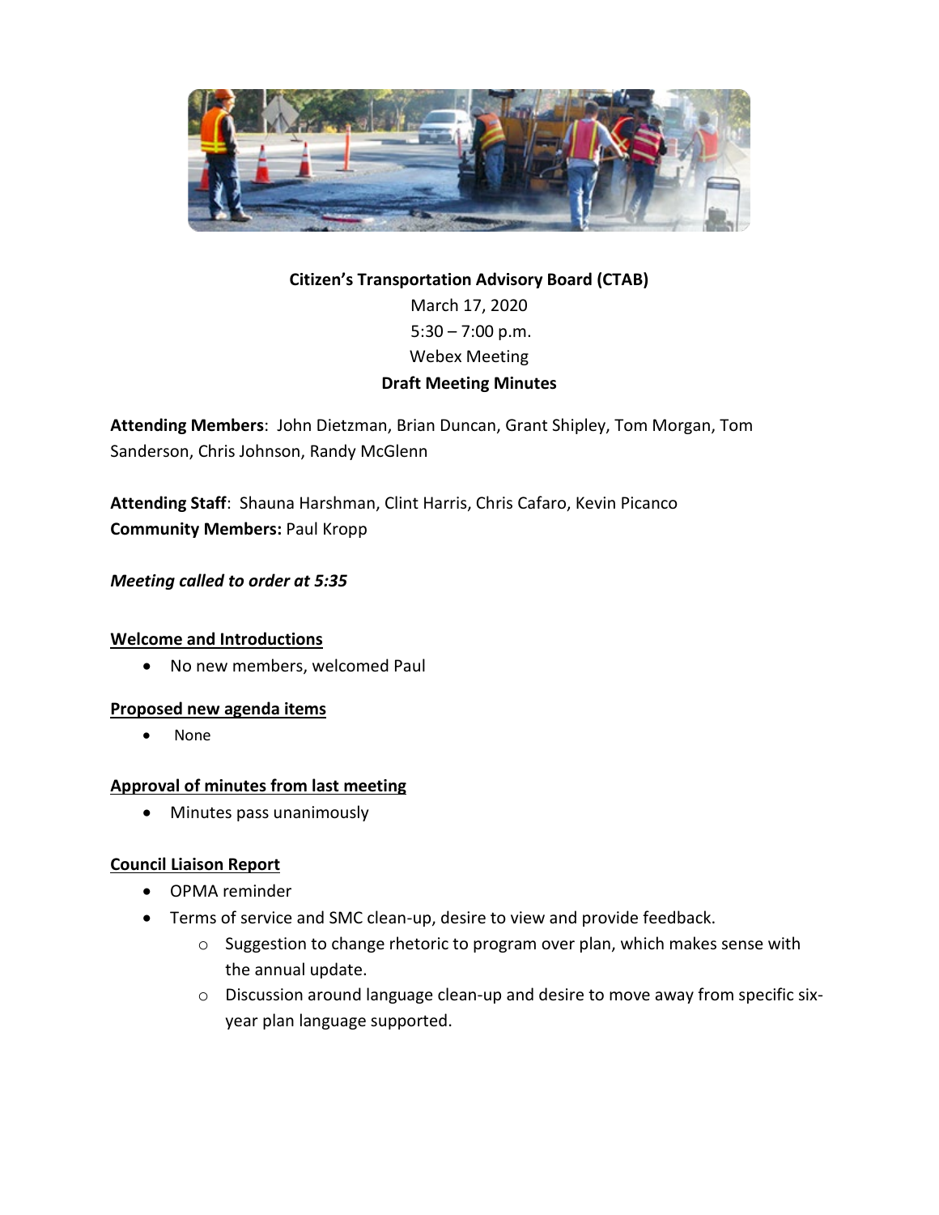**Citizen's Transportation Advisory Board (CTAB)**

March 17, 2020

5:30 – 7:00 p.m.

Webex Meeting

**Draft Meeting Minutes**

**Attending Members**: John Dietzman, Brian Duncan, Grant Shipley, Tom Morgan, Tom Sanderson, Chris Johnson, Randy McGlenn

**Attending Staff**: Shauna Harshman, Clint Harris, Chris Cafaro, Kevin Picanco

**Community Members:** Paul Kropp

***Meeting called to order at 5:35***

**Welcome and Introductions**

- No new members, welcomed Paul

**Proposed new agenda items**

- None

**Approval of minutes from last meeting**

- Minutes pass unanimously

**Council Liaison Report**

- OPMA reminder
- Terms of service and SMC clean-up, desire to view and provide feedback.
  - Suggestion to change rhetoric to program over plan, which makes sense with the annual update.
  - Discussion around language clean-up and desire to move away from specific six-year plan language supported.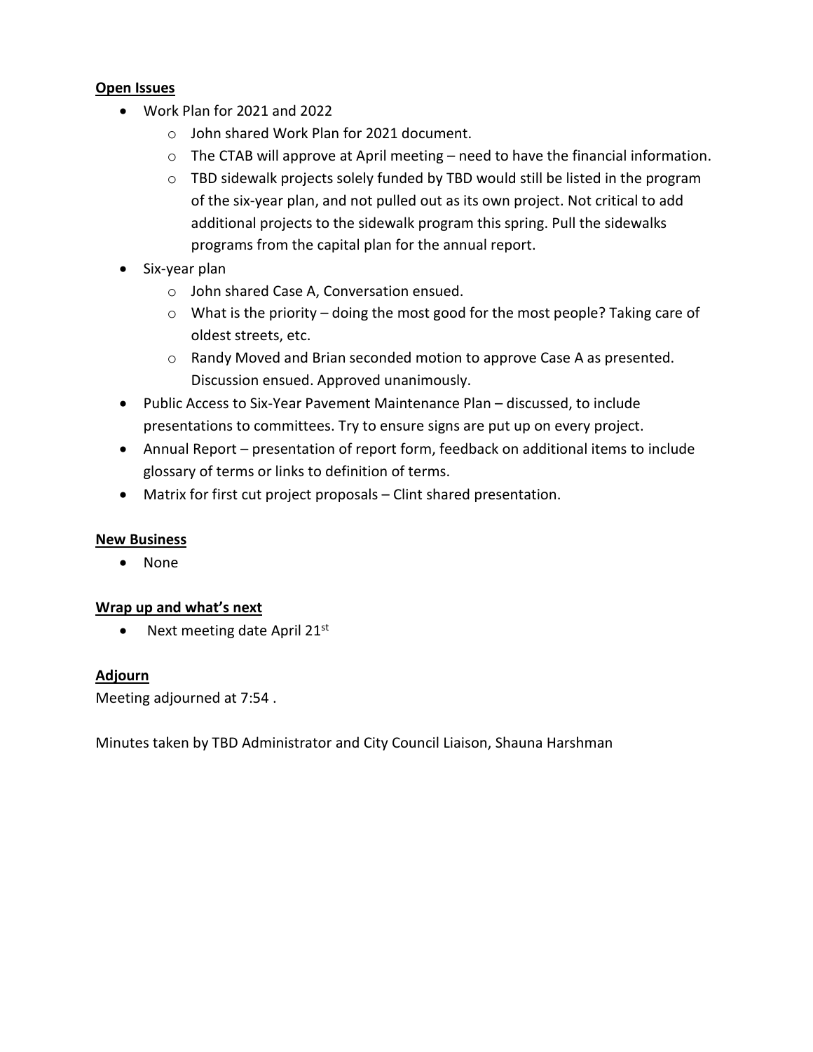**Open Issues**

- Work Plan for 2021 and 2022
    - John shared Work Plan for 2021 document.
    - The CTAB will approve at April meeting – need to have the financial information.
    - TBD sidewalk projects solely funded by TBD would still be listed in the program of the six-year plan, and not pulled out as its own project. Not critical to add additional projects to the sidewalk program this spring. Pull the sidewalks programs from the capital plan for the annual report.
- Six-year plan
    - John shared Case A, Conversation ensued.
    - What is the priority – doing the most good for the most people? Taking care of oldest streets, etc.
    - Randy Moved and Brian seconded motion to approve Case A as presented. Discussion ensued. Approved unanimously.
- Public Access to Six-Year Pavement Maintenance Plan – discussed, to include presentations to committees. Try to ensure signs are put up on every project.
- Annual Report – presentation of report form, feedback on additional items to include glossary of terms or links to definition of terms.
- Matrix for first cut project proposals – Clint shared presentation.

**New Business**

- None

**Wrap up and what's next**

- Next meeting date April 21st

**Adjourn**

Meeting adjourned at 7:54 .

Minutes taken by TBD Administrator and City Council Liaison, Shauna Harshman